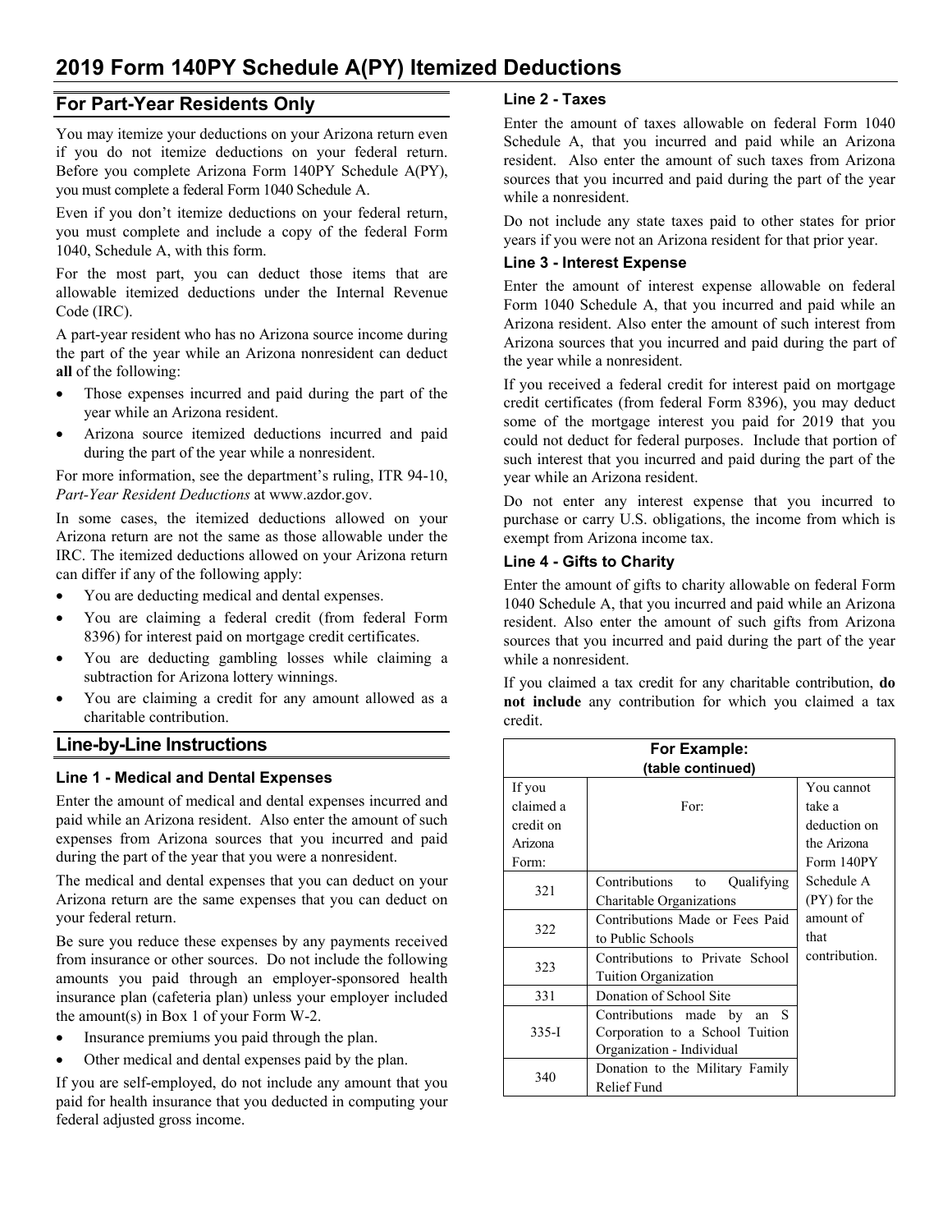# 2019 Form 140PY Schedule A(PY) Itemized Deductions

## For Part-Year Residents Only

You may itemize your deductions on your Arizona return even if you do not itemize deductions on your federal return. Before you complete Arizona Form 140PY Schedule A(PY), you must complete a federal Form 1040 Schedule A.

Even if you don't itemize deductions on your federal return, you must complete and include a copy of the federal Form 1040, Schedule A, with this form.

For the most part, you can deduct those items that are allowable itemized deductions under the Internal Revenue Code (IRC).

A part-year resident who has no Arizona source income during the part of the year while an Arizona nonresident can deduct **all** of the following:

- Those expenses incurred and paid during the part of the year while an Arizona resident.
- Arizona source itemized deductions incurred and paid during the part of the year while a nonresident.

For more information, see the department's ruling, ITR 94-10, *Part-Year Resident Deductions* at www.azdor.gov.

In some cases, the itemized deductions allowed on your Arizona return are not the same as those allowable under the IRC. The itemized deductions allowed on your Arizona return can differ if any of the following apply:

- You are deducting medical and dental expenses.
- You are claiming a federal credit (from federal Form 8396) for interest paid on mortgage credit certificates.
- You are deducting gambling losses while claiming a subtraction for Arizona lottery winnings.
- You are claiming a credit for any amount allowed as a charitable contribution.

## Line-by-Line Instructions

### Line 1 - Medical and Dental Expenses

Enter the amount of medical and dental expenses incurred and paid while an Arizona resident. Also enter the amount of such expenses from Arizona sources that you incurred and paid during the part of the year that you were a nonresident.

The medical and dental expenses that you can deduct on your Arizona return are the same expenses that you can deduct on your federal return.

Be sure you reduce these expenses by any payments received from insurance or other sources. Do not include the following amounts you paid through an employer-sponsored health insurance plan (cafeteria plan) unless your employer included the amount(s) in Box 1 of your Form W-2.

- Insurance premiums you paid through the plan.
- Other medical and dental expenses paid by the plan.

If you are self-employed, do not include any amount that you paid for health insurance that you deducted in computing your federal adjusted gross income.

### Line 2 - Taxes

Enter the amount of taxes allowable on federal Form 1040 Schedule A, that you incurred and paid while an Arizona resident. Also enter the amount of such taxes from Arizona sources that you incurred and paid during the part of the year while a nonresident.

Do not include any state taxes paid to other states for prior years if you were not an Arizona resident for that prior year.

### Line 3 - Interest Expense

Enter the amount of interest expense allowable on federal Form 1040 Schedule A, that you incurred and paid while an Arizona resident. Also enter the amount of such interest from Arizona sources that you incurred and paid during the part of the year while a nonresident.

If you received a federal credit for interest paid on mortgage credit certificates (from federal Form 8396), you may deduct some of the mortgage interest you paid for 2019 that you could not deduct for federal purposes. Include that portion of such interest that you incurred and paid during the part of the year while an Arizona resident.

Do not enter any interest expense that you incurred to purchase or carry U.S. obligations, the income from which is exempt from Arizona income tax.

### Line 4 - Gifts to Charity

Enter the amount of gifts to charity allowable on federal Form 1040 Schedule A, that you incurred and paid while an Arizona resident. Also enter the amount of such gifts from Arizona sources that you incurred and paid during the part of the year while a nonresident.

If you claimed a tax credit for any charitable contribution, **do not include** any contribution for which you claimed a tax credit.

| **For Example:** (table continued) | | |
|---|---|---|
| If you claimed a credit on Arizona Form: | For: | You cannot take a deduction on the Arizona Form 140PY Schedule A (PY) for the amount of that contribution. |
| 321 | Contributions to Qualifying Charitable Organizations | |
| 322 | Contributions Made or Fees Paid to Public Schools | |
| 323 | Contributions to Private School Tuition Organization | |
| 331 | Donation of School Site | |
| 335-I | Contributions made by an S Corporation to a School Tuition Organization - Individual | |
| 340 | Donation to the Military Family Relief Fund | |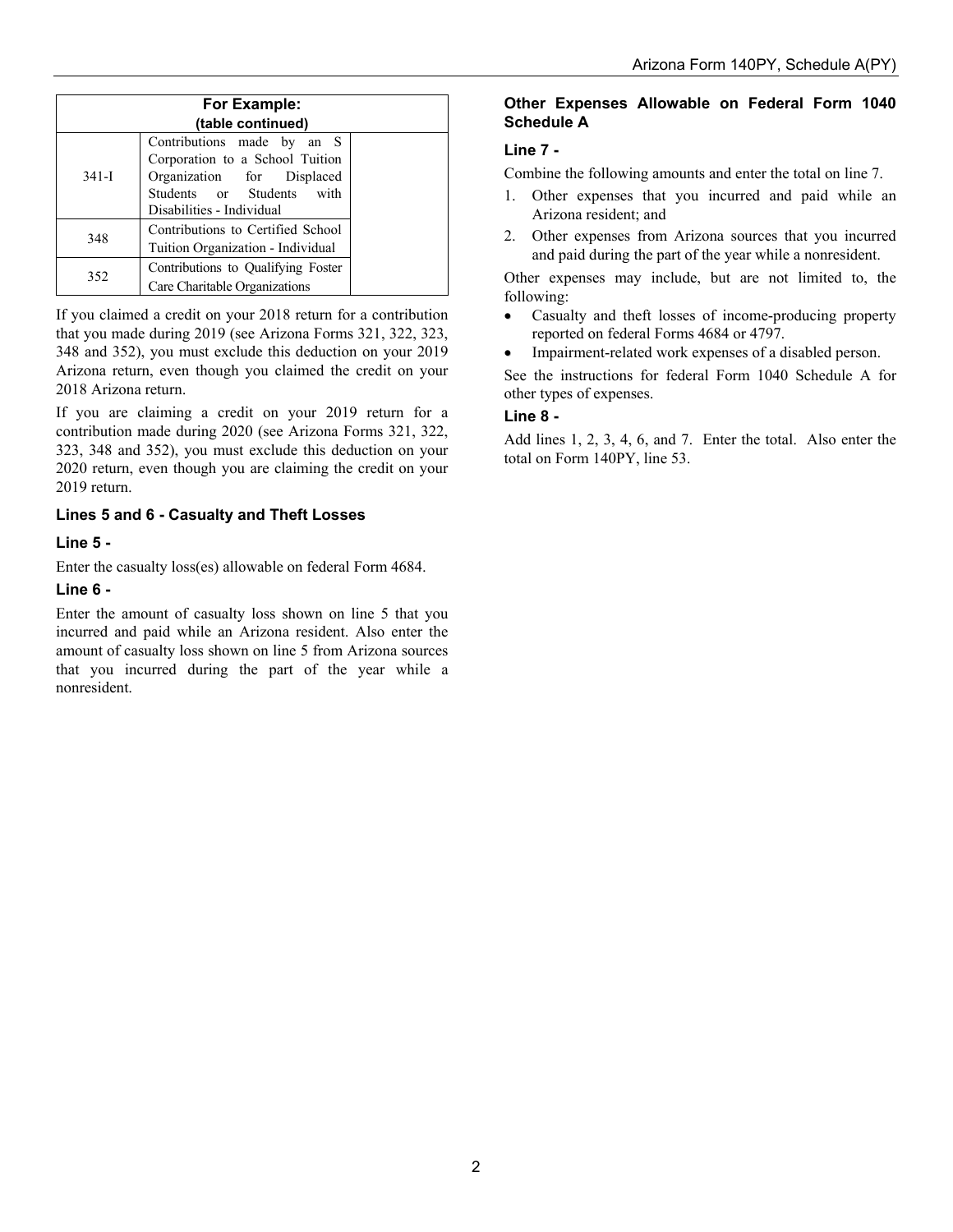| For Example: (table continued) | | |
| --- | --- | --- |
| 341-I | Contributions made by an S Corporation to a School Tuition Organization for Displaced Students or Students with Disabilities - Individual | |
| 348 | Contributions to Certified School Tuition Organization - Individual | |
| 352 | Contributions to Qualifying Foster Care Charitable Organizations | |

If you claimed a credit on your 2018 return for a contribution that you made during 2019 (see Arizona Forms 321, 322, 323, 348 and 352), you must exclude this deduction on your 2019 Arizona return, even though you claimed the credit on your 2018 Arizona return.

If you are claiming a credit on your 2019 return for a contribution made during 2020 (see Arizona Forms 321, 322, 323, 348 and 352), you must exclude this deduction on your 2020 return, even though you are claiming the credit on your 2019 return.

### Lines 5 and 6 - Casualty and Theft Losses

### Line 5 -

Enter the casualty loss(es) allowable on federal Form 4684.

### Line 6 -

Enter the amount of casualty loss shown on line 5 that you incurred and paid while an Arizona resident. Also enter the amount of casualty loss shown on line 5 from Arizona sources that you incurred during the part of the year while a nonresident.

### Other Expenses Allowable on Federal Form 1040 Schedule A

### Line 7 -

Combine the following amounts and enter the total on line 7.

1. Other expenses that you incurred and paid while an Arizona resident; and
2. Other expenses from Arizona sources that you incurred and paid during the part of the year while a nonresident.

Other expenses may include, but are not limited to, the following:

- Casualty and theft losses of income-producing property reported on federal Forms 4684 or 4797.
- Impairment-related work expenses of a disabled person.

See the instructions for federal Form 1040 Schedule A for other types of expenses.

### Line 8 -

Add lines 1, 2, 3, 4, 6, and 7. Enter the total. Also enter the total on Form 140PY, line 53.